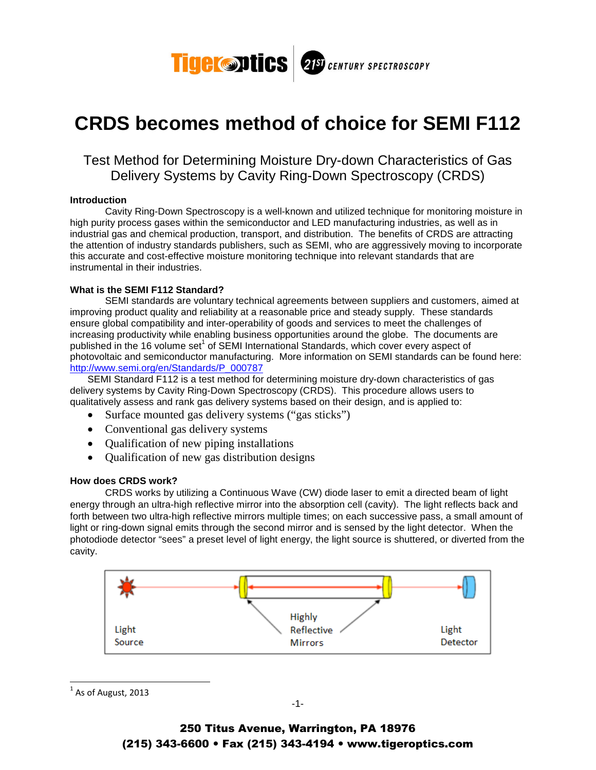# CRDS becomes method of choice for SEMI F112

## Test Method for Determining Moisture Dry-down Characteristics of Gas Delivery Systems by Cavity Ring-Down Spectroscopy (CRDS)

### Introduction

Cavity Ring-Down Spectroscopy is a well-known and utilized technique for monitoring moisture in high purity process gases within the semiconductor and LED manufacturing industries, as well as in industrial gas and chemical production, transport, and distribution. The benefits of CRDS are attracting the attention of industry standards publishers, such as SEMI, who are aggressively moving to incorporate this accurate and cost-effective moisture monitoring technique into relevant standards that are instrumental in their industries.

### What is the SEMI F112 Standard?

SEMI standards are voluntary technical agreements between suppliers and customers, aimed at improving product quality and reliability at a reasonable price and steady supply. These standards ensure global compatibility and inter-operability of goods and services to meet the challenges of increasing productivity while enabling business opportunities around the globe. The documents are published in the 16 volume set[1] of SEMI International Standards, which cover every aspect of photovoltaic and semiconductor manufacturing. More information on SEMI standards can be found here: http://www.semi.org/en/Standards/P_000787

SEMI Standard F112 is a test method for determining moisture dry-down characteristics of gas delivery systems by Cavity Ring-Down Spectroscopy (CRDS). This procedure allows users to qualitatively assess and rank gas delivery systems based on their design, and is applied to:

- Surface mounted gas delivery systems (“gas sticks”)
- Conventional gas delivery systems
- Qualification of new piping installations
- Qualification of new gas distribution designs

### How does CRDS work?

CRDS works by utilizing a Continuous Wave (CW) diode laser to emit a directed beam of light energy through an ultra-high reflective mirror into the absorption cell (cavity). The light reflects back and forth between two ultra-high reflective mirrors multiple times; on each successive pass, a small amount of light or ring-down signal emits through the second mirror and is sensed by the light detector. When the photodiode detector “sees” a preset level of light energy, the light source is shuttered, or diverted from the cavity.

Light Source — Highly Reflective Mirrors — Light Detector

[1] As of August, 2013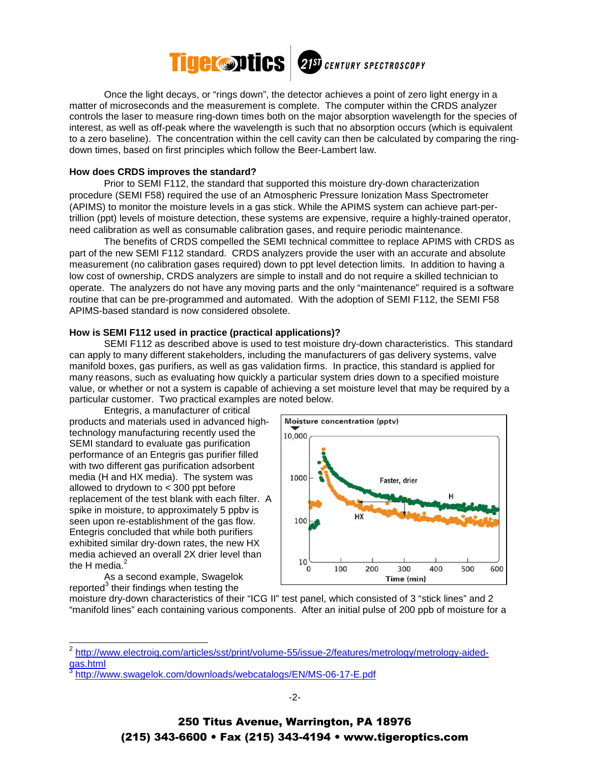Once the light decays, or "rings down", the detector achieves a point of zero light energy in a matter of microseconds and the measurement is complete. The computer within the CRDS analyzer controls the laser to measure ring-down times both on the major absorption wavelength for the species of interest, as well as off-peak where the wavelength is such that no absorption occurs (which is equivalent to a zero baseline). The concentration within the cell cavity can then be calculated by comparing the ring-down times, based on first principles which follow the Beer-Lambert law.

**How does CRDS improves the standard?**

Prior to SEMI F112, the standard that supported this moisture dry-down characterization procedure (SEMI F58) required the use of an Atmospheric Pressure Ionization Mass Spectrometer (APIMS) to monitor the moisture levels in a gas stick. While the APIMS system can achieve part-per-trillion (ppt) levels of moisture detection, these systems are expensive, require a highly-trained operator, need calibration as well as consumable calibration gases, and require periodic maintenance.

The benefits of CRDS compelled the SEMI technical committee to replace APIMS with CRDS as part of the new SEMI F112 standard. CRDS analyzers provide the user with an accurate and absolute measurement (no calibration gases required) down to ppt level detection limits. In addition to having a low cost of ownership, CRDS analyzers are simple to install and do not require a skilled technician to operate. The analyzers do not have any moving parts and the only "maintenance" required is a software routine that can be pre-programmed and automated. With the adoption of SEMI F112, the SEMI F58 APIMS-based standard is now considered obsolete.

**How is SEMI F112 used in practice (practical applications)?**

SEMI F112 as described above is used to test moisture dry-down characteristics. This standard can apply to many different stakeholders, including the manufacturers of gas delivery systems, valve manifold boxes, gas purifiers, as well as gas validation firms. In practice, this standard is applied for many reasons, such as evaluating how quickly a particular system dries down to a specified moisture value, or whether or not a system is capable of achieving a set moisture level that may be required by a particular customer. Two practical examples are noted below.

Entegris, a manufacturer of critical products and materials used in advanced high-technology manufacturing recently used the SEMI standard to evaluate gas purification performance of an Entegris gas purifier filled with two different gas purification adsorbent media (H and HX media). The system was allowed to drydown to < 300 ppt before replacement of the test blank with each filter. A spike in moisture, to approximately 5 ppbv is seen upon re-establishment of the gas flow. Entegris concluded that while both purifiers exhibited similar dry-down rates, the new HX media achieved an overall 2X drier level than the H media.[2]

As a second example, Swagelok reported[3] their findings when testing the moisture dry-down characteristics of their "ICG II" test panel, which consisted of 3 "stick lines" and 2 "manifold lines" each containing various components. After an initial pulse of 200 ppb of moisture for a

---

[2] http://www.electroiq.com/articles/sst/print/volume-55/issue-2/features/metrology/metrology-aided-gas.html

[3] http://www.swagelok.com/downloads/webcatalogs/EN/MS-06-17-E.pdf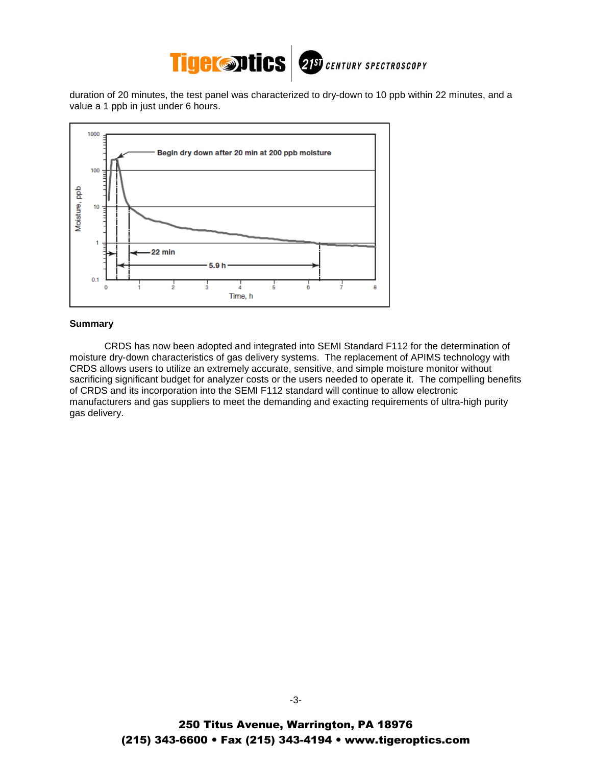duration of 20 minutes, the test panel was characterized to dry-down to 10 ppb within 22 minutes, and a value a 1 ppb in just under 6 hours.

Begin dry down after 20 min at 200 ppb moisture

1000

100

10

1

0.1

Moisture, ppb

22 min

5.9 h

0 1 2 3 4 5 6 7 8

Time, h

**Summary**

CRDS has now been adopted and integrated into SEMI Standard F112 for the determination of moisture dry-down characteristics of gas delivery systems. The replacement of APIMS technology with CRDS allows users to utilize an extremely accurate, sensitive, and simple moisture monitor without sacrificing significant budget for analyzer costs or the users needed to operate it. The compelling benefits of CRDS and its incorporation into the SEMI F112 standard will continue to allow electronic manufacturers and gas suppliers to meet the demanding and exacting requirements of ultra-high purity gas delivery.